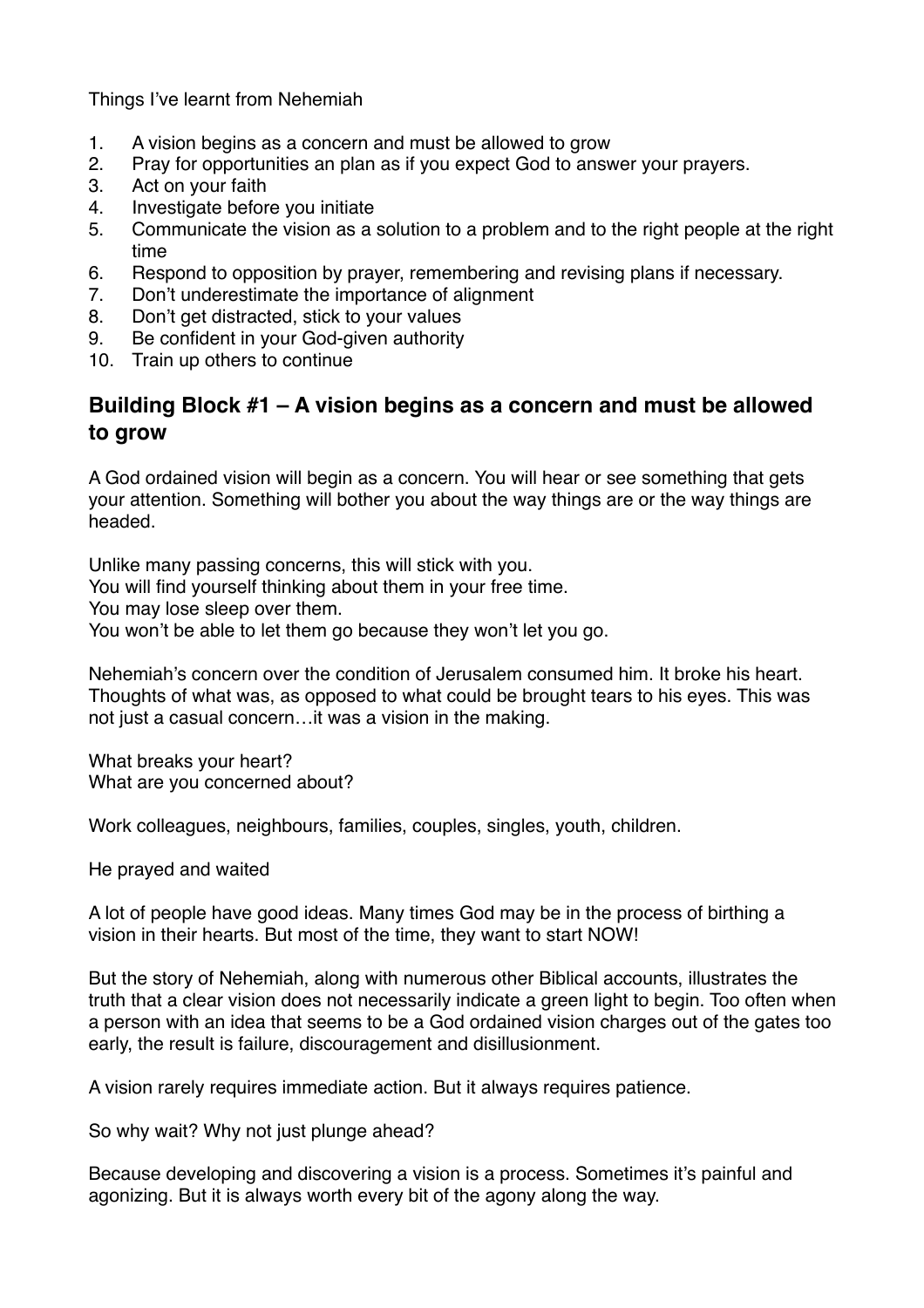Things I've learnt from Nehemiah

1. A vision begins as a concern and must be allowed to grow
2. Pray for opportunities an plan as if you expect God to answer your prayers.
3. Act on your faith
4. Investigate before you initiate
5. Communicate the vision as a solution to a problem and to the right people at the right time
6. Respond to opposition by prayer, remembering and revising plans if necessary.
7. Don't underestimate the importance of alignment
8. Don't get distracted, stick to your values
9. Be confident in your God-given authority
10. Train up others to continue

## Building Block #1 – A vision begins as a concern and must be allowed to grow

A God ordained vision will begin as a concern. You will hear or see something that gets your attention. Something will bother you about the way things are or the way things are headed.

Unlike many passing concerns, this will stick with you.
You will find yourself thinking about them in your free time.
You may lose sleep over them.
You won't be able to let them go because they won't let you go.

Nehemiah's concern over the condition of Jerusalem consumed him. It broke his heart. Thoughts of what was, as opposed to what could be brought tears to his eyes. This was not just a casual concern…it was a vision in the making.

What breaks your heart?
What are you concerned about?

Work colleagues, neighbours, families, couples, singles, youth, children.

He prayed and waited

A lot of people have good ideas. Many times God may be in the process of birthing a vision in their hearts. But most of the time, they want to start NOW!

But the story of Nehemiah, along with numerous other Biblical accounts, illustrates the truth that a clear vision does not necessarily indicate a green light to begin. Too often when a person with an idea that seems to be a God ordained vision charges out of the gates too early, the result is failure, discouragement and disillusionment.

A vision rarely requires immediate action. But it always requires patience.

So why wait? Why not just plunge ahead?

Because developing and discovering a vision is a process. Sometimes it's painful and agonizing. But it is always worth every bit of the agony along the way.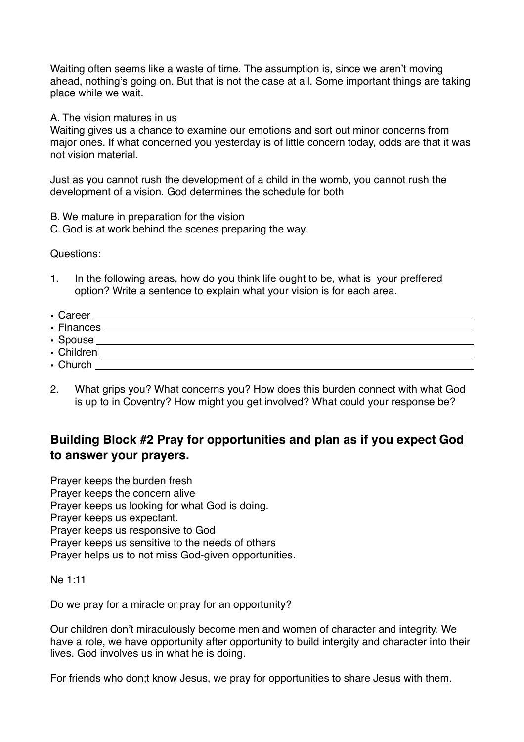Waiting often seems like a waste of time. The assumption is, since we aren't moving ahead, nothing's going on. But that is not the case at all. Some important things are taking place while we wait.

A. The vision matures in us
Waiting gives us a chance to examine our emotions and sort out minor concerns from major ones. If what concerned you yesterday is of little concern today, odds are that it was not vision material.

Just as you cannot rush the development of a child in the womb, you cannot rush the development of a vision. God determines the schedule for both

B. We mature in preparation for the vision
C. God is at work behind the scenes preparing the way.

Questions:

1. In the following areas, how do you think life ought to be, what is your preffered option? Write a sentence to explain what your vision is for each area.

- Career ____________________
- Finances ____________________
- Spouse ____________________
- Children ____________________
- Church ____________________

2. What grips you? What concerns you? How does this burden connect with what God is up to in Coventry? How might you get involved? What could your response be?

## Building Block #2 Pray for opportunities and plan as if you expect God to answer your prayers.

Prayer keeps the burden fresh
Prayer keeps the concern alive
Prayer keeps us looking for what God is doing.
Prayer keeps us expectant.
Prayer keeps us responsive to God
Prayer keeps us sensitive to the needs of others
Prayer helps us to not miss God-given opportunities.

Ne 1:11

Do we pray for a miracle or pray for an opportunity?

Our children don't miraculously become men and women of character and integrity. We have a role, we have opportunity after opportunity to build intergity and character into their lives. God involves us in what he is doing.

For friends who don;t know Jesus, we pray for opportunities to share Jesus with them.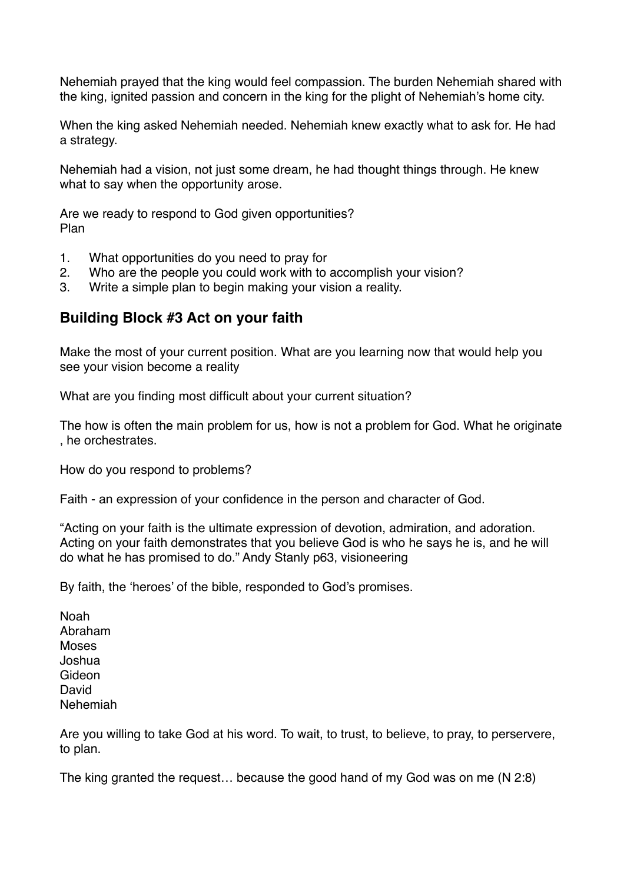Nehemiah prayed that the king would feel compassion. The burden Nehemiah shared with the king, ignited passion and concern in the king for the plight of Nehemiah's home city.

When the king asked Nehemiah needed. Nehemiah knew exactly what to ask for. He had a strategy.

Nehemiah had a vision, not just some dream, he had thought things through. He knew what to say when the opportunity arose.

Are we ready to respond to God given opportunities?
Plan

1. What opportunities do you need to pray for
2. Who are the people you could work with to accomplish your vision?
3. Write a simple plan to begin making your vision a reality.

### Building Block #3 Act on your faith

Make the most of your current position. What are you learning now that would help you see your vision become a reality

What are you finding most difficult about your current situation?

The how is often the main problem for us, how is not a problem for God. What he originate , he orchestrates.

How do you respond to problems?

Faith - an expression of your confidence in the person and character of God.

"Acting on your faith is the ultimate expression of devotion, admiration, and adoration. Acting on your faith demonstrates that you believe God is who he says he is, and he will do what he has promised to do." Andy Stanly p63, visioneering

By faith, the 'heroes' of the bible, responded to God's promises.

Noah
Abraham
Moses
Joshua
Gideon
David
Nehemiah

Are you willing to take God at his word. To wait, to trust, to believe, to pray, to perservere, to plan.

The king granted the request… because the good hand of my God was on me (N 2:8)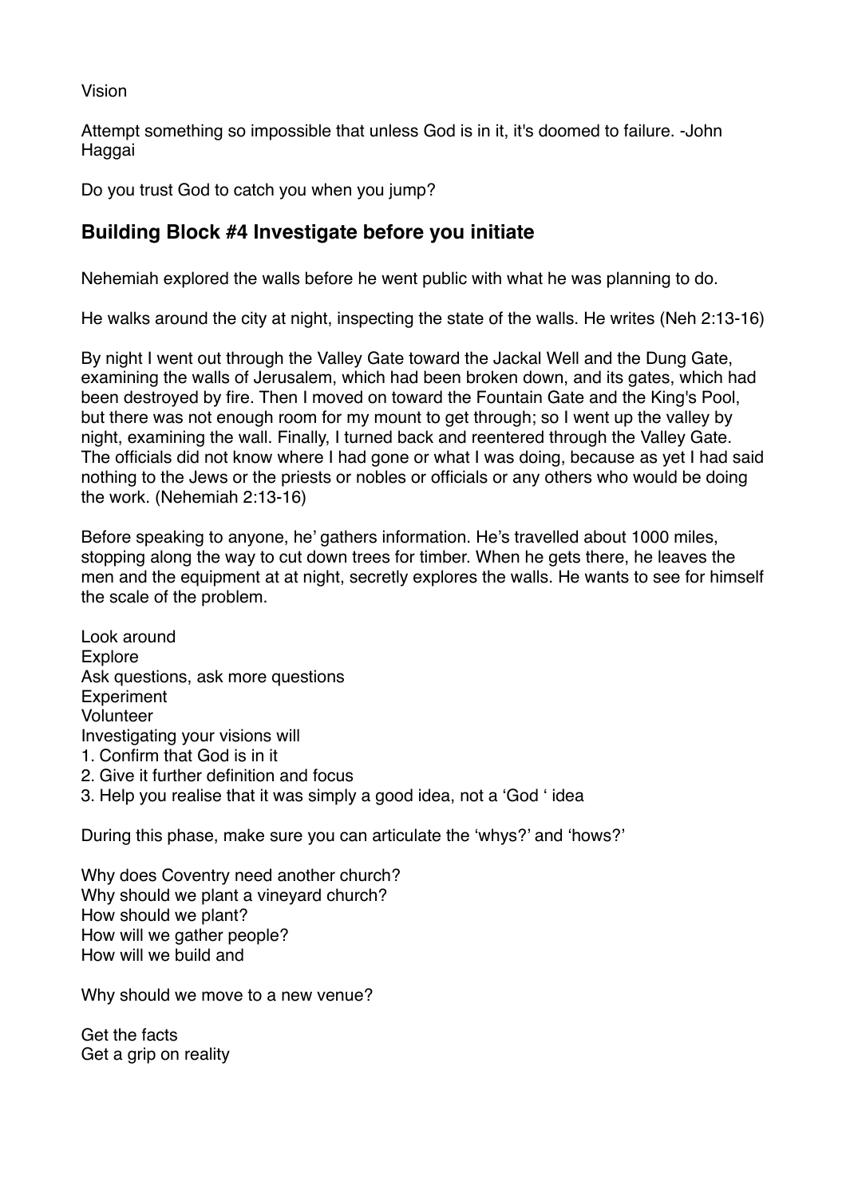Vision

Attempt something so impossible that unless God is in it, it's doomed to failure. -John Haggai

Do you trust God to catch you when you jump?

## Building Block #4 Investigate before you initiate

Nehemiah explored the walls before he went public with what he was planning to do.

He walks around the city at night, inspecting the state of the walls. He writes (Neh 2:13-16)

By night I went out through the Valley Gate toward the Jackal Well and the Dung Gate, examining the walls of Jerusalem, which had been broken down, and its gates, which had been destroyed by fire. Then I moved on toward the Fountain Gate and the King's Pool, but there was not enough room for my mount to get through; so I went up the valley by night, examining the wall. Finally, I turned back and reentered through the Valley Gate. The officials did not know where I had gone or what I was doing, because as yet I had said nothing to the Jews or the priests or nobles or officials or any others who would be doing the work. (Nehemiah 2:13-16)

Before speaking to anyone, he' gathers information. He's travelled about 1000 miles, stopping along the way to cut down trees for timber. When he gets there, he leaves the men and the equipment at at night, secretly explores the walls. He wants to see for himself the scale of the problem.

Look around  
Explore  
Ask questions, ask more questions  
Experiment  
Volunteer  
Investigating your visions will
1. Confirm that God is in it
2. Give it further definition and focus
3. Help you realise that it was simply a good idea, not a 'God ' idea

During this phase, make sure you can articulate the 'whys?' and 'hows?'

Why does Coventry need another church?  
Why should we plant a vineyard church?  
How should we plant?  
How will we gather people?  
How will we build and

Why should we move to a new venue?

Get the facts  
Get a grip on reality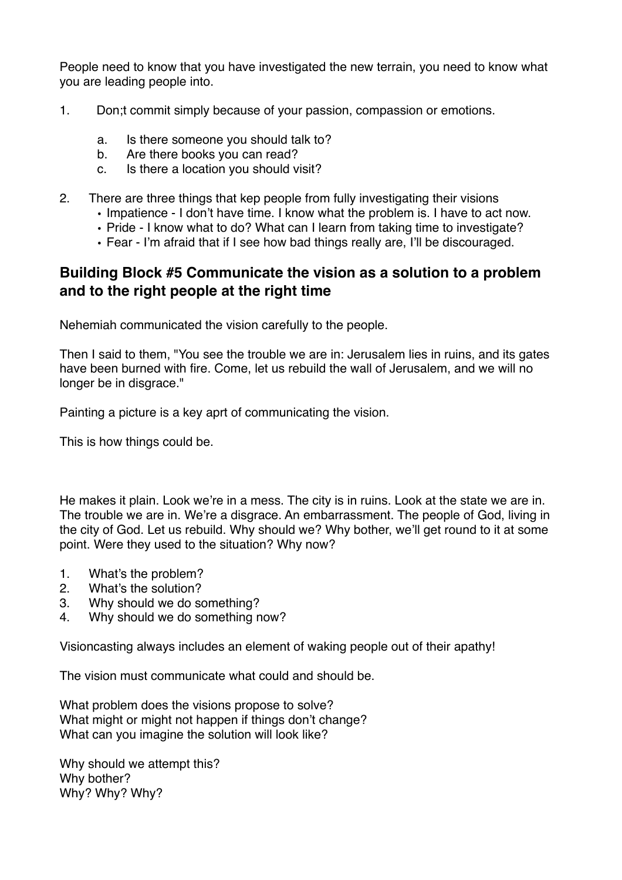People need to know that you have investigated the new terrain, you need to know what you are leading people into.

1. Don;t commit simply because of your passion, compassion or emotions.
    a. Is there someone you should talk to?
    b. Are there books you can read?
    c. Is there a location you should visit?

2. There are three things that kep people from fully investigating their visions
    - Impatience - I don't have time. I know what the problem is. I have to act now.
    - Pride - I know what to do? What can I learn from taking time to investigate?
    - Fear - I'm afraid that if I see how bad things really are, I'll be discouraged.

## Building Block #5 Communicate the vision as a solution to a problem and to the right people at the right time

Nehemiah communicated the vision carefully to the people.

Then I said to them, "You see the trouble we are in: Jerusalem lies in ruins, and its gates have been burned with fire. Come, let us rebuild the wall of Jerusalem, and we will no longer be in disgrace."

Painting a picture is a key aprt of communicating the vision.

This is how things could be.

He makes it plain. Look we're in a mess. The city is in ruins. Look at the state we are in. The trouble we are in. We're a disgrace. An embarrassment. The people of God, living in the city of God. Let us rebuild. Why should we? Why bother, we'll get round to it at some point. Were they used to the situation? Why now?

1. What's the problem?
2. What's the solution?
3. Why should we do something?
4. Why should we do something now?

Visioncasting always includes an element of waking people out of their apathy!

The vision must communicate what could and should be.

What problem does the visions propose to solve?
What might or might not happen if things don't change?
What can you imagine the solution will look like?

Why should we attempt this?
Why bother?
Why? Why? Why?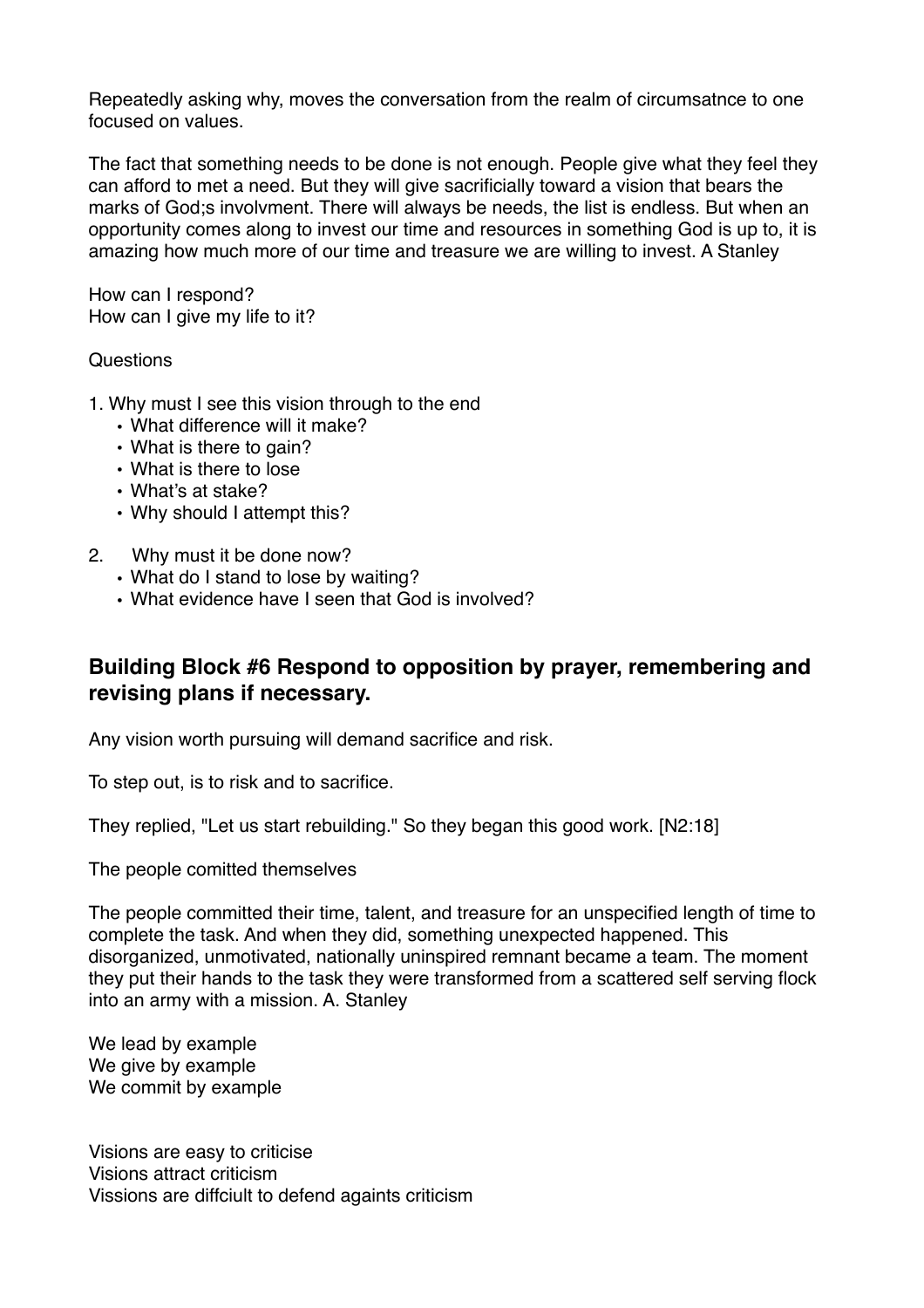Repeatedly asking why, moves the conversation from the realm of circumsatnce to one focused on values.

The fact that something needs to be done is not enough. People give what they feel they can afford to met a need. But they will give sacrificially toward a vision that bears the marks of God;s involvment. There will always be needs, the list is endless. But when an opportunity comes along to invest our time and resources in something God is up to, it is amazing how much more of our time and treasure we are willing to invest. A Stanley

How can I respond?
How can I give my life to it?

Questions

1. Why must I see this vision through to the end
   - What difference will it make?
   - What is there to gain?
   - What is there to lose
   - What's at stake?
   - Why should I attempt this?

2. Why must it be done now?
   - What do I stand to lose by waiting?
   - What evidence have I seen that God is involved?

### Building Block #6 Respond to opposition by prayer, remembering and revising plans if necessary.

Any vision worth pursuing will demand sacrifice and risk.

To step out, is to risk and to sacrifice.

They replied, "Let us start rebuilding." So they began this good work. [N2:18]

The people comitted themselves

The people committed their time, talent, and treasure for an unspecified length of time to complete the task. And when they did, something unexpected happened. This disorganized, unmotivated, nationally uninspired remnant became a team. The moment they put their hands to the task they were transformed from a scattered self serving flock into an army with a mission. A. Stanley

We lead by example
We give by example
We commit by example

Visions are easy to criticise
Visions attract criticism
Vissions are diffciult to defend againts criticism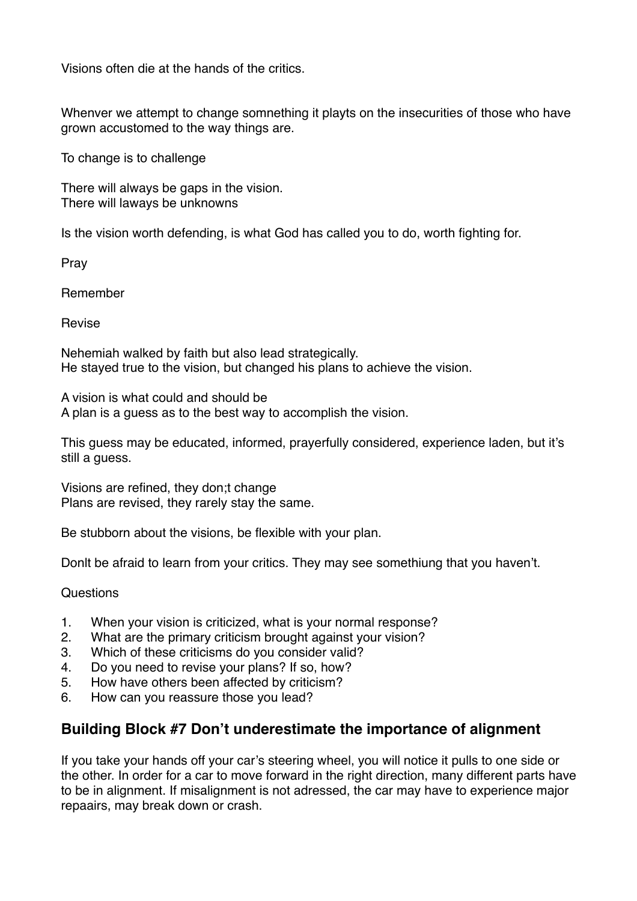Visions often die at the hands of the critics.

Whenver we attempt to change somnething it playts on the insecurities of those who have grown accustomed to the way things are.

To change is to challenge

There will always be gaps in the vision.
There will laways be unknowns

Is the vision worth defending, is what God has called you to do, worth fighting for.

Pray

Remember

Revise

Nehemiah walked by faith but also lead strategically.
He stayed true to the vision, but changed his plans to achieve the vision.

A vision is what could and should be
A plan is a guess as to the best way to accomplish the vision.

This guess may be educated, informed, prayerfully considered, experience laden, but it's still a guess.

Visions are refined, they don;t change
Plans are revised, they rarely stay the same.

Be stubborn about the visions, be flexible with your plan.

Donlt be afraid to learn from your critics. They may see somethiung that you haven't.

Questions

1. When your vision is criticized, what is your normal response?
2. What are the primary criticism brought against your vision?
3. Which of these criticisms do you consider valid?
4. Do you need to revise your plans? If so, how?
5. How have others been affected by criticism?
6. How can you reassure those you lead?

## Building Block #7 Don't underestimate the importance of alignment

If you take your hands off your car's steering wheel, you will notice it pulls to one side or the other. In order for a car to move forward in the right direction, many different parts have to be in alignment. If misalignment is not adressed, the car may have to experience major repaairs, may break down or crash.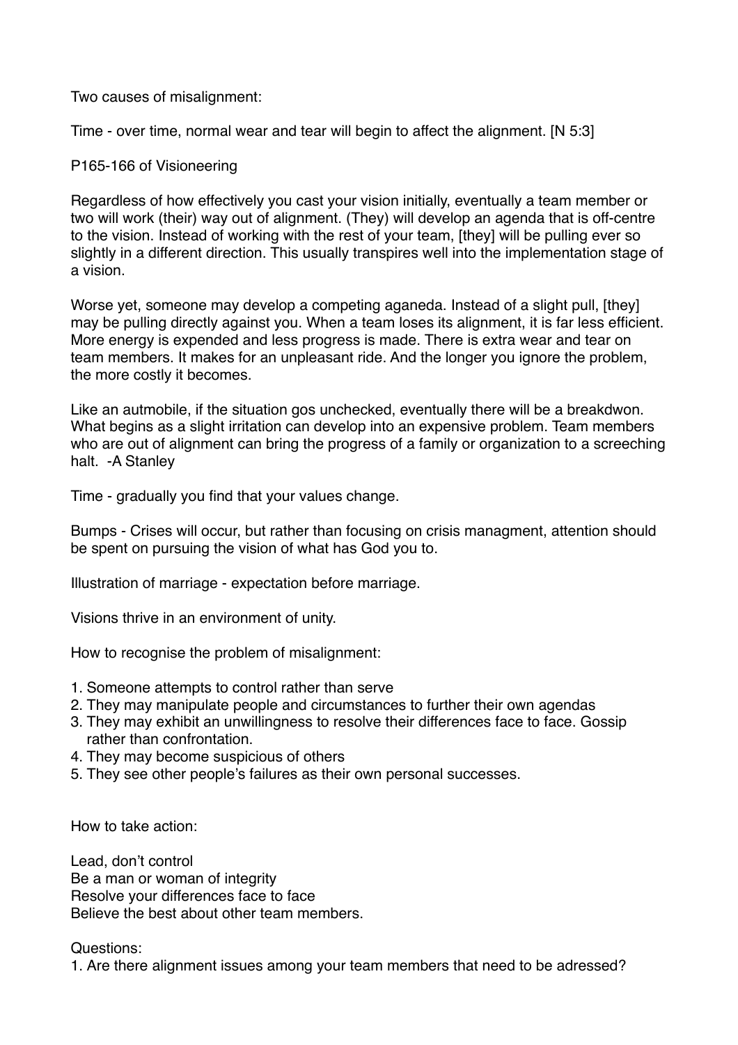Two causes of misalignment:

Time - over time, normal wear and tear will begin to affect the alignment. [N 5:3]

P165-166 of Visioneering

Regardless of how effectively you cast your vision initially, eventually a team member or two will work (their) way out of alignment. (They) will develop an agenda that is off-centre to the vision. Instead of working with the rest of your team, [they] will be pulling ever so slightly in a different direction. This usually transpires well into the implementation stage of a vision.

Worse yet, someone may develop a competing aganeda. Instead of a slight pull, [they] may be pulling directly against you. When a team loses its alignment, it is far less efficient. More energy is expended and less progress is made. There is extra wear and tear on team members. It makes for an unpleasant ride. And the longer you ignore the problem, the more costly it becomes.

Like an autmobile, if the situation gos unchecked, eventually there will be a breakdwon. What begins as a slight irritation can develop into an expensive problem. Team members who are out of alignment can bring the progress of a family or organization to a screeching halt. -A Stanley

Time - gradually you find that your values change.

Bumps - Crises will occur, but rather than focusing on crisis managment, attention should be spent on pursuing the vision of what has God you to.

Illustration of marriage - expectation before marriage.

Visions thrive in an environment of unity.

How to recognise the problem of misalignment:

1. Someone attempts to control rather than serve
2. They may manipulate people and circumstances to further their own agendas
3. They may exhibit an unwillingness to resolve their differences face to face. Gossip rather than confrontation.
4. They may become suspicious of others
5. They see other people's failures as their own personal successes.

How to take action:

Lead, don't control
Be a man or woman of integrity
Resolve your differences face to face
Believe the best about other team members.

Questions:
1. Are there alignment issues among your team members that need to be adressed?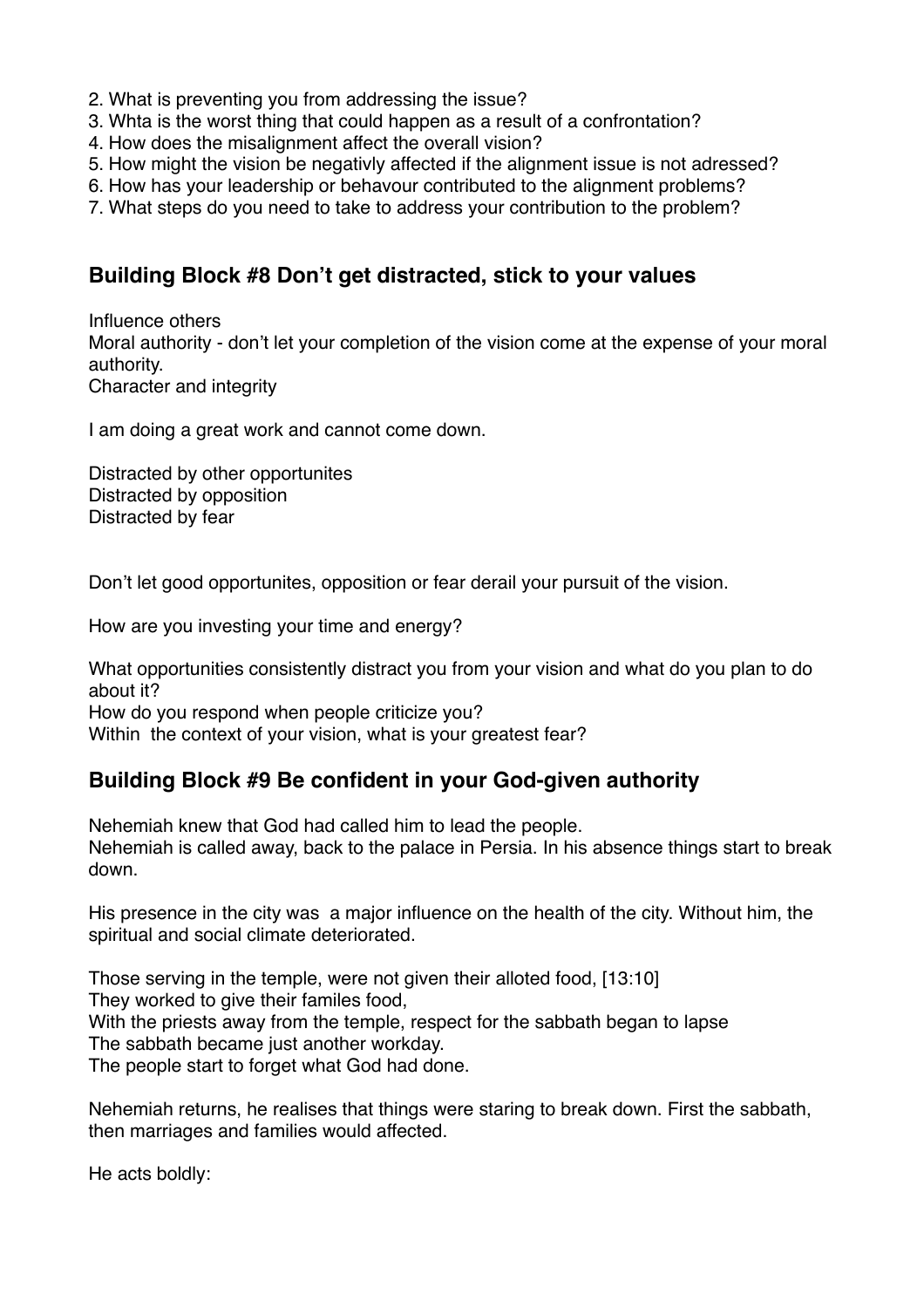2. What is preventing you from addressing the issue?
3. Whta is the worst thing that could happen as a result of a confrontation?
4. How does the misalignment affect the overall vision?
5. How might the vision be negativly affected if the alignment issue is not adressed?
6. How has your leadership or behavour contributed to the alignment problems?
7. What steps do you need to take to address your contribution to the problem?

### Building Block #8 Don't get distracted, stick to your values

Influence others
Moral authority - don't let your completion of the vision come at the expense of your moral authority.
Character and integrity

I am doing a great work and cannot come down.

Distracted by other opportunites
Distracted by opposition
Distracted by fear

Don't let good opportunites, opposition or fear derail your pursuit of the vision.

How are you investing your time and energy?

What opportunities consistently distract you from your vision and what do you plan to do about it?
How do you respond when people criticize you?
Within the context of your vision, what is your greatest fear?

### Building Block #9 Be confident in your God-given authority

Nehemiah knew that God had called him to lead the people.
Nehemiah is called away, back to the palace in Persia. In his absence things start to break down.

His presence in the city was a major influence on the health of the city. Without him, the spiritual and social climate deteriorated.

Those serving in the temple, were not given their alloted food, [13:10]
They worked to give their familes food,
With the priests away from the temple, respect for the sabbath began to lapse
The sabbath became just another workday.
The people start to forget what God had done.

Nehemiah returns, he realises that things were staring to break down. First the sabbath, then marriages and families would affected.

He acts boldly: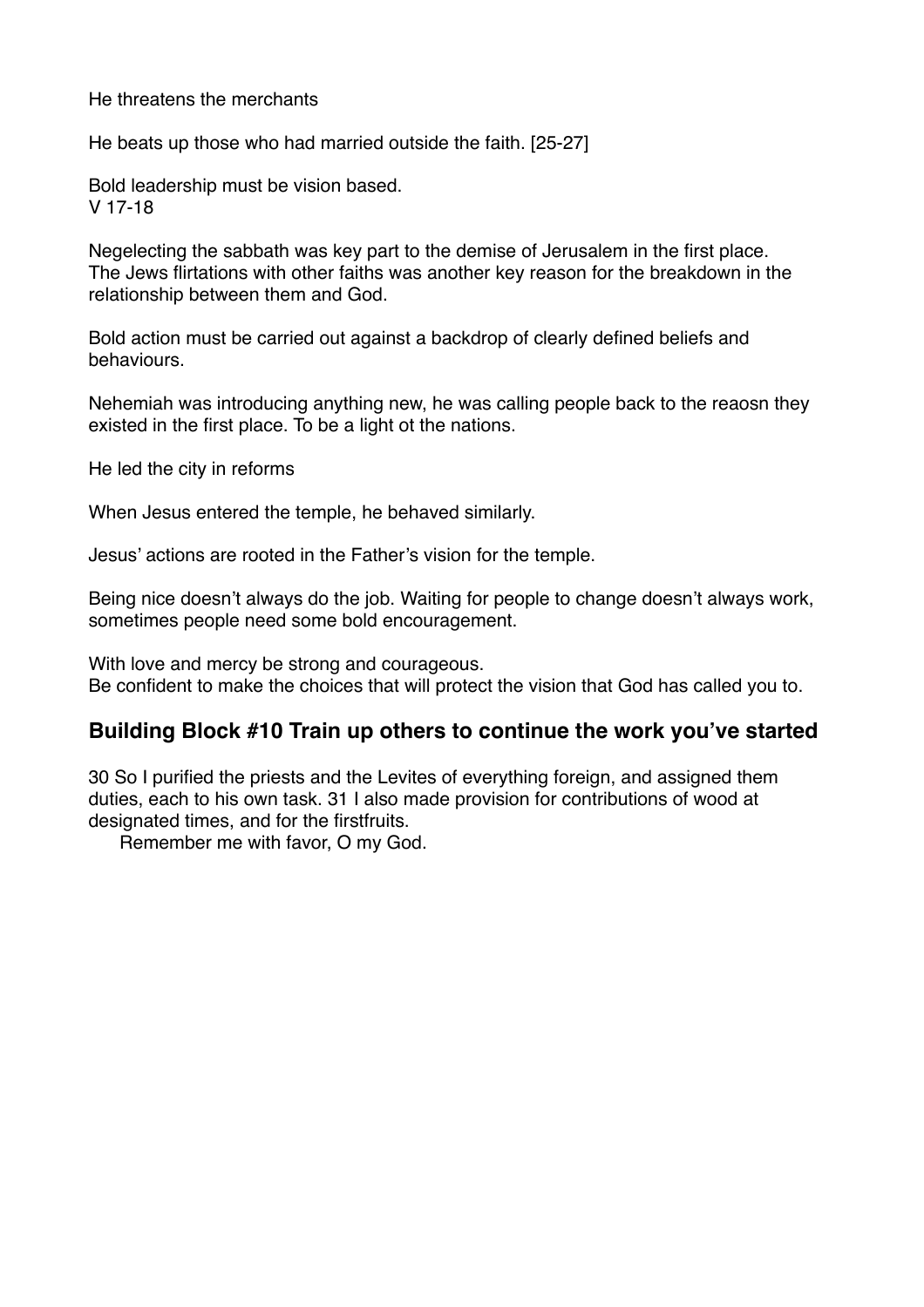He threatens the merchants

He beats up those who had married outside the faith. [25-27]

Bold leadership must be vision based.
V 17-18

Negelecting the sabbath was key part to the demise of Jerusalem in the first place. The Jews flirtations with other faiths was another key reason for the breakdown in the relationship between them and God.

Bold action must be carried out against a backdrop of clearly defined beliefs and behaviours.

Nehemiah was introducing anything new, he was calling people back to the reaosn they existed in the first place. To be a light ot the nations.

He led the city in reforms

When Jesus entered the temple, he behaved similarly.

Jesus' actions are rooted in the Father's vision for the temple.

Being nice doesn't always do the job. Waiting for people to change doesn't always work, sometimes people need some bold encouragement.

With love and mercy be strong and courageous.
Be confident to make the choices that will protect the vision that God has called you to.

## Building Block #10 Train up others to continue the work you've started

30 So I purified the priests and the Levites of everything foreign, and assigned them duties, each to his own task. 31 I also made provision for contributions of wood at designated times, and for the firstfruits.

Remember me with favor, O my God.